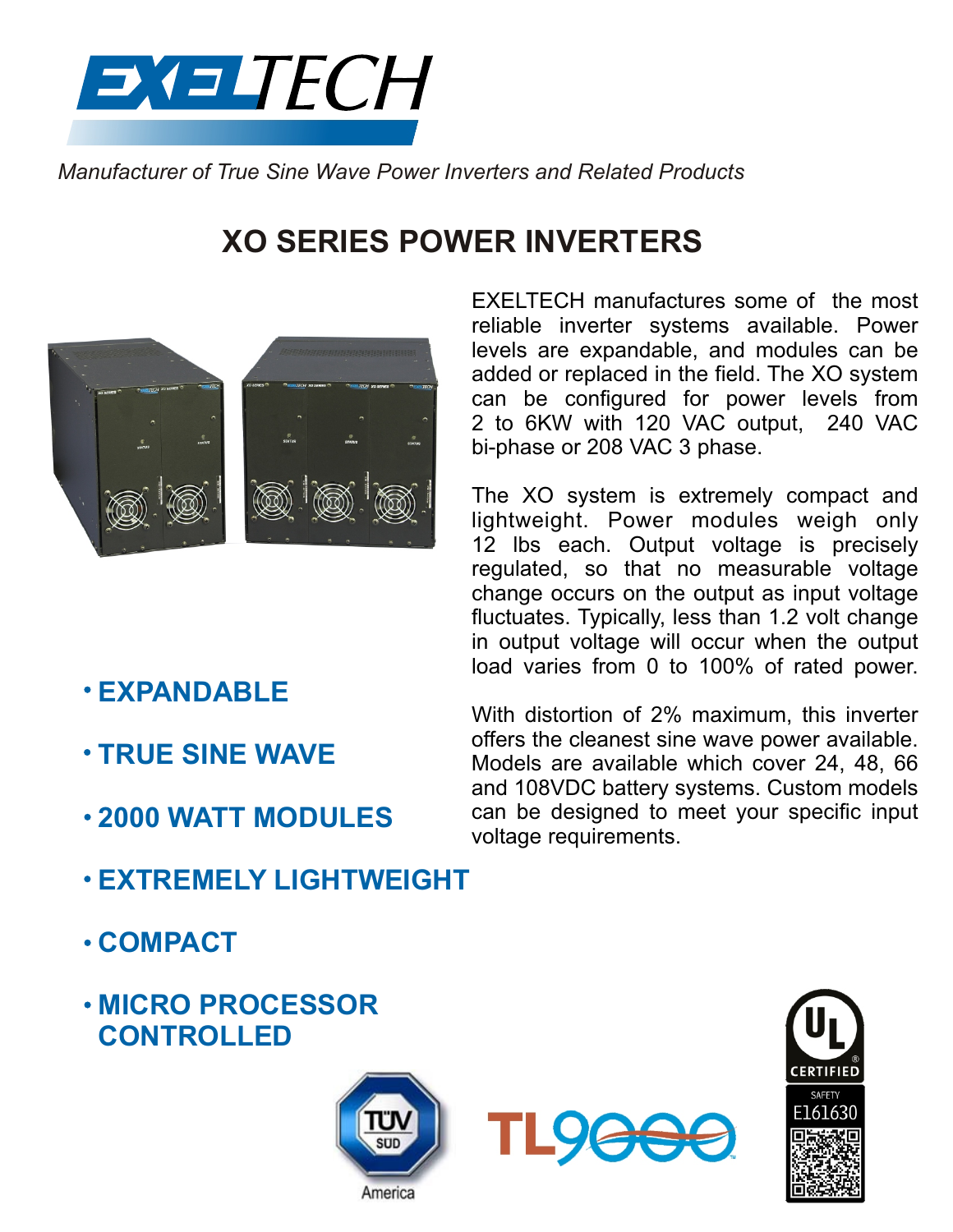EXELTECH

*Manufacturer of True Sine Wave Power Inverters and Related Products*

# XO SERIES POWER INVERTERS

EXELTECH manufactures some of the most reliable inverter systems available. Power levels are expandable, and modules can be added or replaced in the field. The XO system can be configured for power levels from 2 to 6KW with 120 VAC output, 240 VAC bi-phase or 208 VAC 3 phase.

The XO system is extremely compact and lightweight. Power modules weigh only 12 lbs each. Output voltage is precisely regulated, so that no measurable voltage change occurs on the output as input voltage fluctuates. Typically, less than 1.2 volt change in output voltage will occur when the output load varies from 0 to 100% of rated power.

With distortion of 2% maximum, this inverter offers the cleanest sine wave power available. Models are available which cover 24, 48, 66 and 108VDC battery systems. Custom models can be designed to meet your specific input voltage requirements.

- **EXPANDABLE**
- **TRUE SINE WAVE**
- **2000 WATT MODULES**
- **EXTREMELY LIGHTWEIGHT**
- **COMPACT**
- **MICRO PROCESSOR CONTROLLED**

TÜV SÜD America

TL9000

UL CERTIFIED SAFETY E161630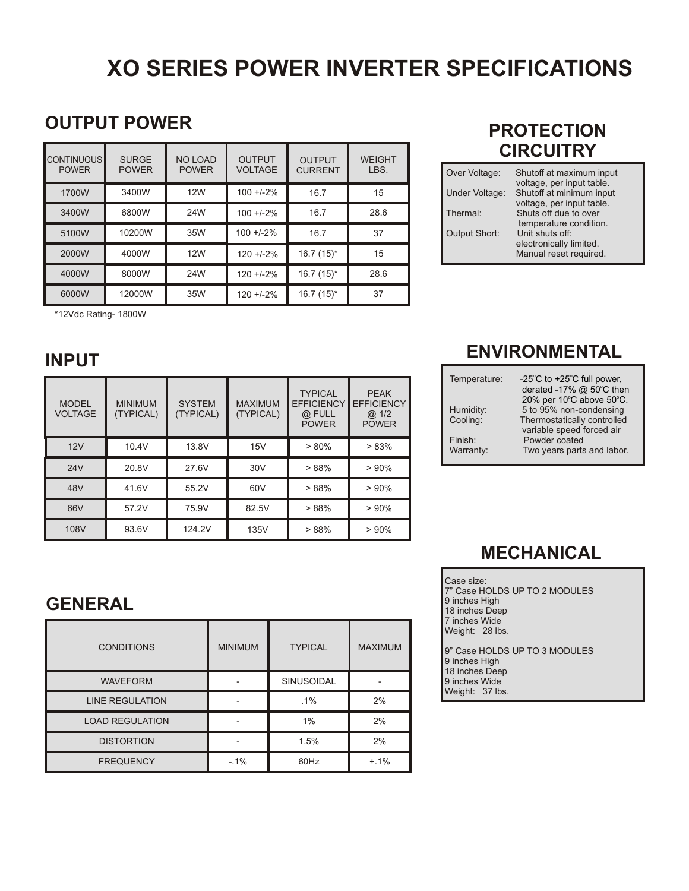# XO SERIES POWER INVERTER SPECIFICATIONS

## OUTPUT POWER

| CONTINUOUS POWER | SURGE POWER | NO LOAD POWER | OUTPUT VOLTAGE | OUTPUT CURRENT | WEIGHT LBS. |
|---|---|---|---|---|---|
| 1700W | 3400W | 12W | 100 +/-2% | 16.7 | 15 |
| 3400W | 6800W | 24W | 100 +/-2% | 16.7 | 28.6 |
| 5100W | 10200W | 35W | 100 +/-2% | 16.7 | 37 |
| 2000W | 4000W | 12W | 120 +/-2% | 16.7 (15)* | 15 |
| 4000W | 8000W | 24W | 120 +/-2% | 16.7 (15)* | 28.6 |
| 6000W | 12000W | 35W | 120 +/-2% | 16.7 (15)* | 37 |

*12Vdc Rating- 1800W

## PROTECTION CIRCUITRY

| | |
|---|---|
| Over Voltage: | Shutoff at maximum input voltage, per input table. |
| Under Voltage: | Shutoff at minimum input voltage, per input table. |
| Thermal: | Shuts off due to over temperature condition. |
| Output Short: | Unit shuts off: electronically limited. Manual reset required. |

## INPUT

| MODEL VOLTAGE | MINIMUM (TYPICAL) | SYSTEM (TYPICAL) | MAXIMUM (TYPICAL) | TYPICAL EFFICIENCY @ FULL POWER | PEAK EFFICIENCY @ 1/2 POWER |
|---|---|---|---|---|---|
| 12V | 10.4V | 13.8V | 15V | > 80% | > 83% |
| 24V | 20.8V | 27.6V | 30V | > 88% | > 90% |
| 48V | 41.6V | 55.2V | 60V | > 88% | > 90% |
| 66V | 57.2V | 75.9V | 82.5V | > 88% | > 90% |
| 108V | 93.6V | 124.2V | 135V | > 88% | > 90% |

## ENVIRONMENTAL

| | |
|---|---|
| Temperature: | -25˚C to +25˚C full power, derated -17% @ 50˚C then 20% per 10°C above 50°C. |
| Humidity: | 5 to 95% non-condensing |
| Cooling: | Thermostatically controlled variable speed forced air |
| Finish: | Powder coated |
| Warranty: | Two years parts and labor. |

## GENERAL

| CONDITIONS | MINIMUM | TYPICAL | MAXIMUM |
|---|---|---|---|
| WAVEFORM | - | SINUSOIDAL | - |
| LINE REGULATION | - | .1% | 2% |
| LOAD REGULATION | - | 1% | 2% |
| DISTORTION | - | 1.5% | 2% |
| FREQUENCY | -.1% | 60Hz | +.1% |

## MECHANICAL

Case size:
7" Case HOLDS UP TO 2 MODULES
9 inches High
18 inches Deep
7 inches Wide
Weight: 28 lbs.

9" Case HOLDS UP TO 3 MODULES
9 inches High
18 inches Deep
9 inches Wide
Weight: 37 lbs.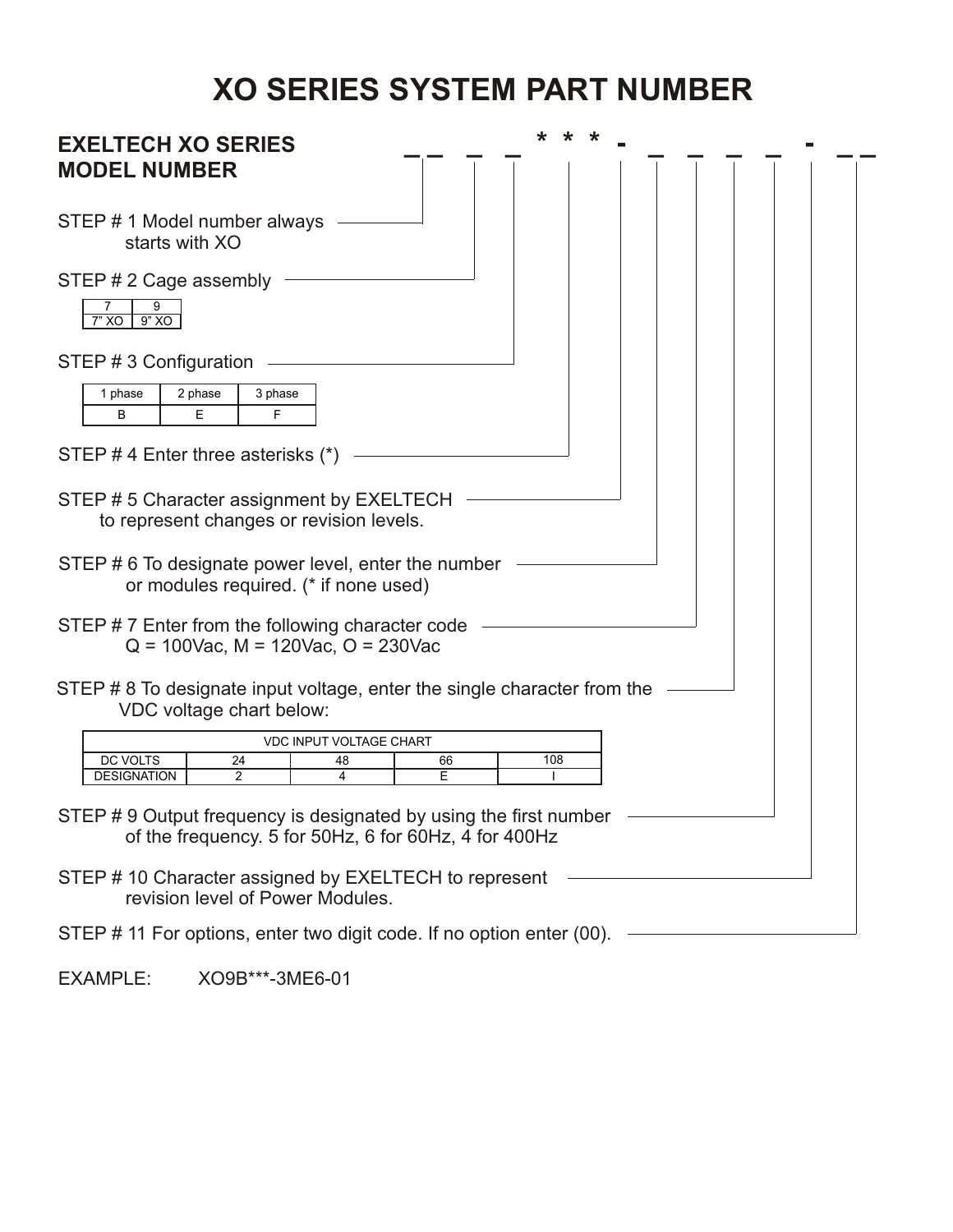# XO SERIES SYSTEM PART NUMBER

**EXELTECH XO SERIES MODEL NUMBER**

_ _ _ _ * * * - _ _ _ _ - _ _

STEP # 1 Model number always starts with XO

STEP # 2 Cage assembly

| 7 | 9 |
|---|---|
| 7" XO | 9" XO |

STEP # 3 Configuration

| 1 phase | 2 phase | 3 phase |
|---|---|---|
| B | E | F |

STEP # 4 Enter three asterisks (*)

STEP # 5 Character assignment by EXELTECH to represent changes or revision levels.

STEP # 6 To designate power level, enter the number or modules required. (* if none used)

STEP # 7 Enter from the following character code Q = 100Vac, M = 120Vac, O = 230Vac

STEP # 8 To designate input voltage, enter the single character from the VDC voltage chart below:

| VDC INPUT VOLTAGE CHART | | | | |
|---|---|---|---|---|
| DC VOLTS | 24 | 48 | 66 | 108 |
| DESIGNATION | 2 | 4 | E | I |

STEP # 9 Output frequency is designated by using the first number of the frequency. 5 for 50Hz, 6 for 60Hz, 4 for 400Hz

STEP # 10 Character assigned by EXELTECH to represent revision level of Power Modules.

STEP # 11 For options, enter two digit code. If no option enter (00).

EXAMPLE: XO9B***-3ME6-01